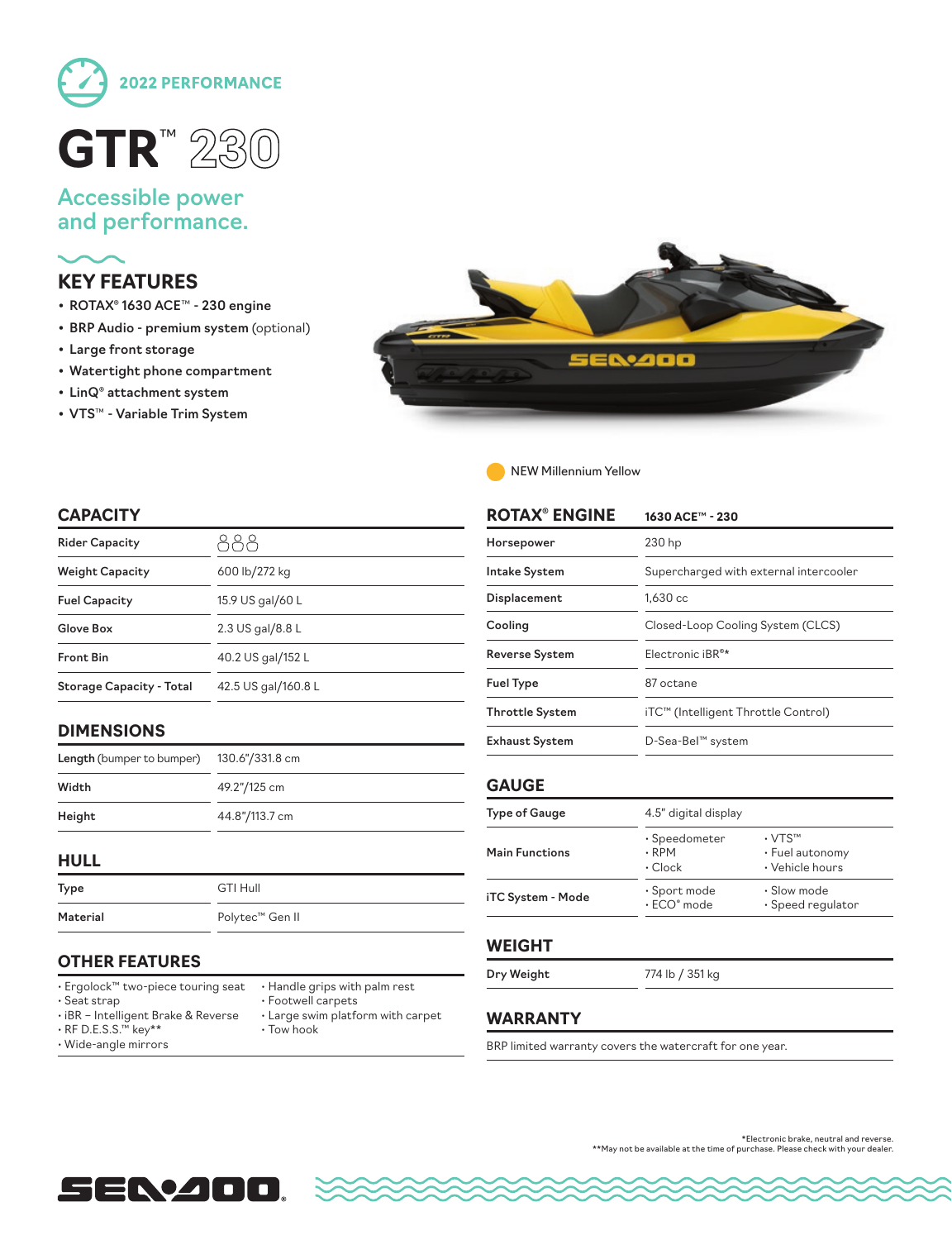2022 PERFORMANCE

# GTR™ 230

## Accessible power and performance.

## KEY FEATURES

- ROTAX® 1630 ACE™ - 230 engine
- BRP Audio - premium system (optional)
- Large front storage
- Watertight phone compartment
- LinQ® attachment system
- VTS™ - Variable Trim System

NEW Millennium Yellow

## CAPACITY

| | |
|---|---|
| Rider Capacity | 3 |
| Weight Capacity | 600 lb/272 kg |
| Fuel Capacity | 15.9 US gal/60 L |
| Glove Box | 2.3 US gal/8.8 L |
| Front Bin | 40.2 US gal/152 L |
| Storage Capacity - Total | 42.5 US gal/160.8 L |

## DIMENSIONS

| | |
|---|---|
| Length (bumper to bumper) | 130.6"/331.8 cm |
| Width | 49.2"/125 cm |
| Height | 44.8"/113.7 cm |

## HULL

| | |
|---|---|
| Type | GTI Hull |
| Material | Polytec™ Gen II |

## OTHER FEATURES

- Ergolock™ two-piece touring seat
- Seat strap
- iBR – Intelligent Brake & Reverse
- RF D.E.S.S.™ key**
- Wide-angle mirrors
- Handle grips with palm rest
- Footwell carpets
- Large swim platform with carpet
- Tow hook

## ROTAX® ENGINE

| | 1630 ACE™ - 230 |
|---|---|
| Horsepower | 230 hp |
| Intake System | Supercharged with external intercooler |
| Displacement | 1,630 cc |
| Cooling | Closed-Loop Cooling System (CLCS) |
| Reverse System | Electronic iBR®* |
| Fuel Type | 87 octane |
| Throttle System | iTC™ (Intelligent Throttle Control) |
| Exhaust System | D-Sea-Bel™ system |

## GAUGE

| | | |
|---|---|---|
| Type of Gauge | 4.5" digital display | |
| Main Functions | · Speedometer<br>· RPM<br>· Clock | · VTS™<br>· Fuel autonomy<br>· Vehicle hours |
| iTC System - Mode | · Sport mode<br>· ECO® mode | · Slow mode<br>· Speed regulator |

## WEIGHT

| | |
|---|---|
| Dry Weight | 774 lb / 351 kg |

## WARRANTY

BRP limited warranty covers the watercraft for one year.

*Electronic brake, neutral and reverse.
**May not be available at the time of purchase. Please check with your dealer.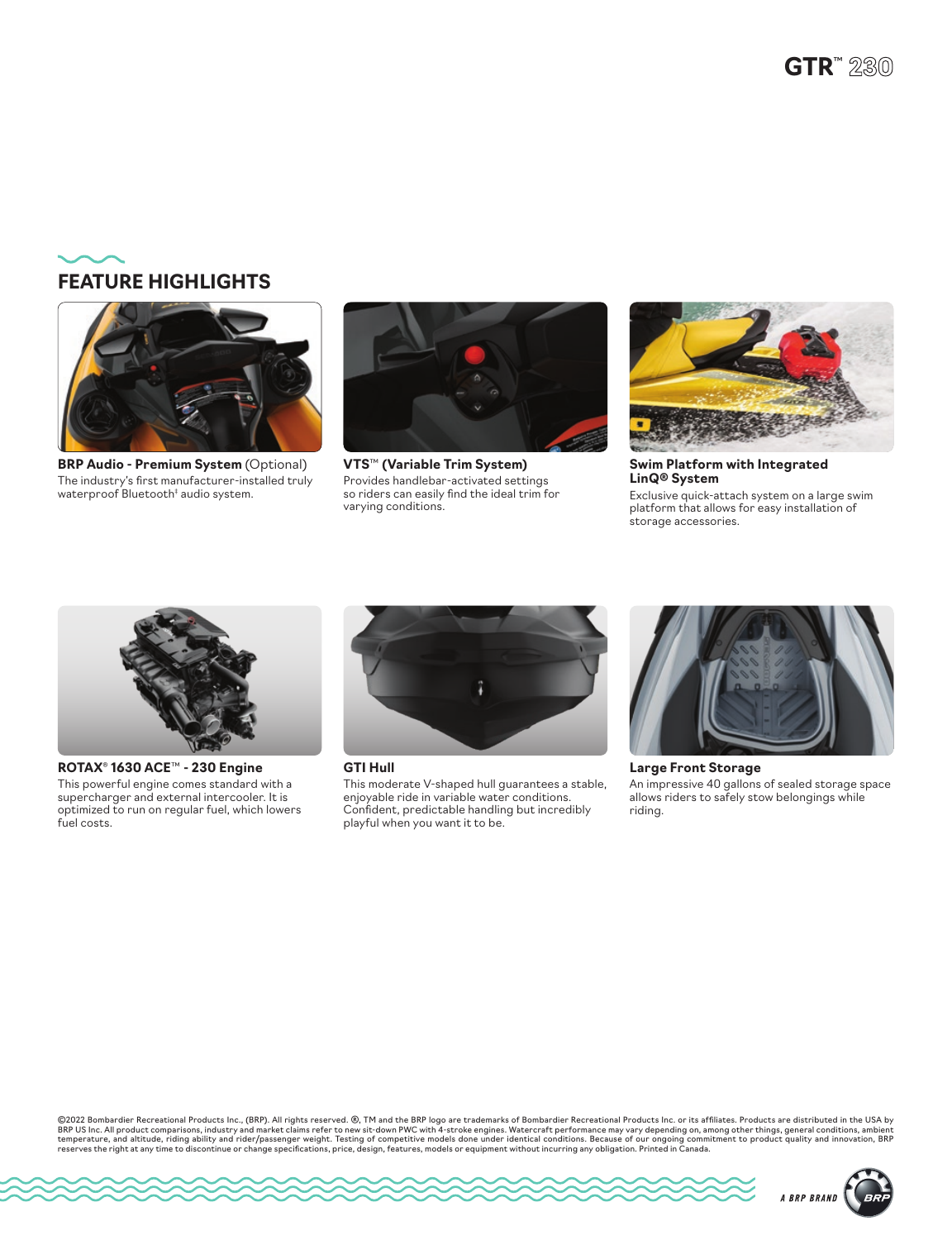# GTR™ 230

## FEATURE HIGHLIGHTS

**BRP Audio - Premium System** (Optional)
The industry's first manufacturer-installed truly waterproof Bluetooth‡ audio system.

**VTS™ (Variable Trim System)**
Provides handlebar-activated settings so riders can easily find the ideal trim for varying conditions.

**Swim Platform with Integrated LinQ® System**
Exclusive quick-attach system on a large swim platform that allows for easy installation of storage accessories.

**ROTAX® 1630 ACE™ - 230 Engine**
This powerful engine comes standard with a supercharger and external intercooler. It is optimized to run on regular fuel, which lowers fuel costs.

**GTI Hull**
This moderate V-shaped hull guarantees a stable, enjoyable ride in variable water conditions. Confident, predictable handling but incredibly playful when you want it to be.

**Large Front Storage**
An impressive 40 gallons of sealed storage space allows riders to safely stow belongings while riding.

©2022 Bombardier Recreational Products Inc., (BRP). All rights reserved. ®, TM and the BRP logo are trademarks of Bombardier Recreational Products Inc. or its affiliates. Products are distributed in the USA by BRP US Inc. All product comparisons, industry and market claims refer to new sit-down PWC with 4-stroke engines. Watercraft performance may vary depending on, among other things, general conditions, ambient temperature, and altitude, riding ability and rider/passenger weight. Testing of competitive models done under identical conditions. Because of our ongoing commitment to product quality and innovation, BRP reserves the right at any time to discontinue or change specifications, price, design, features, models or equipment without incurring any obligation. Printed in Canada.

A BRP BRAND